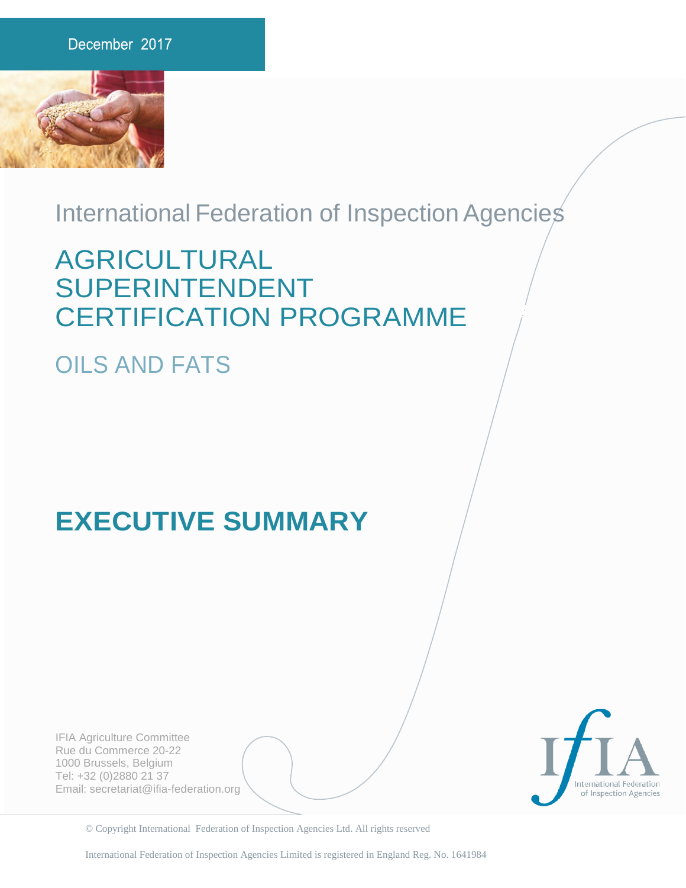December 2017

International Federation of Inspection Agencies

# AGRICULTURAL SUPERINTENDENT CERTIFICATION PROGRAMME

## OILS AND FATS

# EXECUTIVE SUMMARY

IFIA Agriculture Committee
Rue du Commerce 20-22
1000 Brussels, Belgium
Tel: +32 (0)2880 21 37
Email: secretariat@ifia-federation.org

IfIA International Federation of Inspection Agencies

© Copyright International Federation of Inspection Agencies Ltd. All rights reserved

International Federation of Inspection Agencies Limited is registered in England Reg. No. 1641984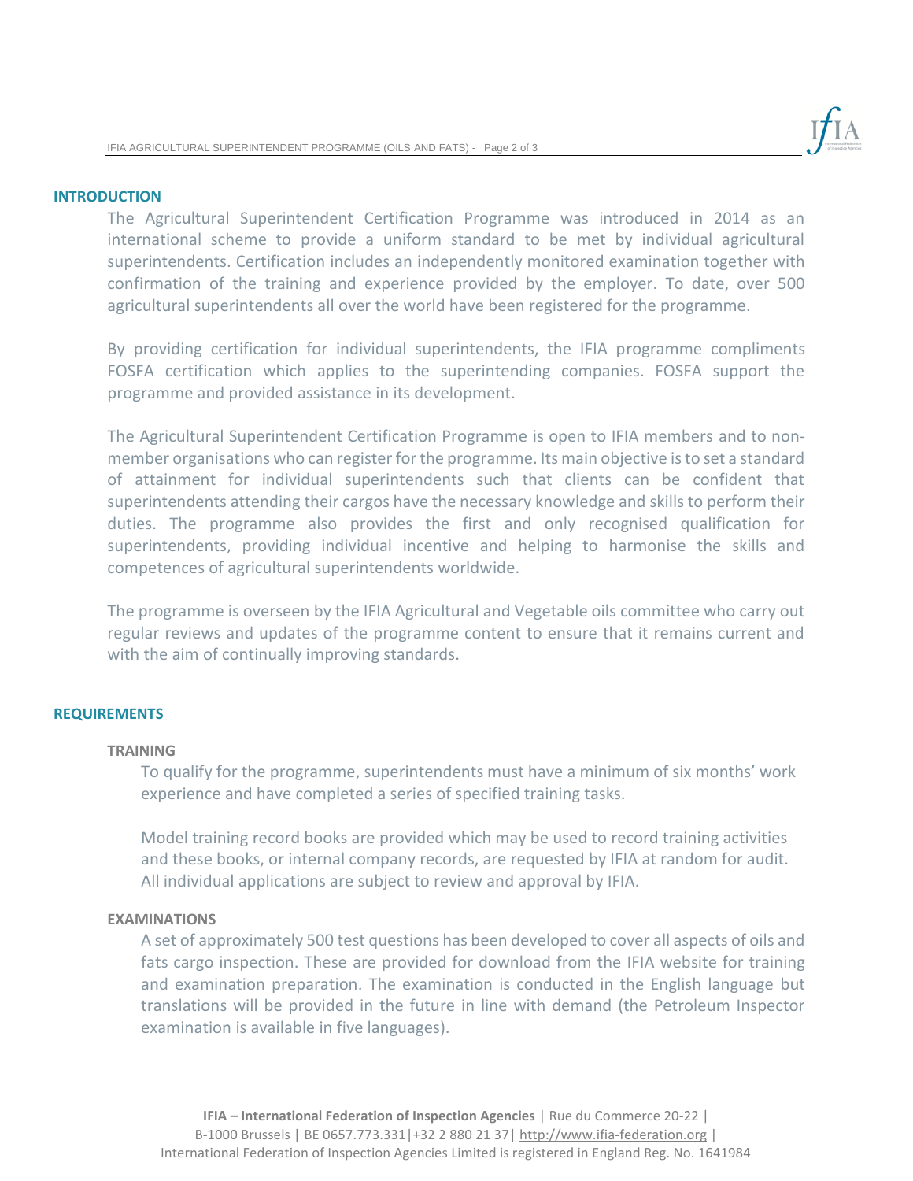## INTRODUCTION

The Agricultural Superintendent Certification Programme was introduced in 2014 as an international scheme to provide a uniform standard to be met by individual agricultural superintendents. Certification includes an independently monitored examination together with confirmation of the training and experience provided by the employer. To date, over 500 agricultural superintendents all over the world have been registered for the programme.

By providing certification for individual superintendents, the IFIA programme compliments FOSFA certification which applies to the superintending companies. FOSFA support the programme and provided assistance in its development.

The Agricultural Superintendent Certification Programme is open to IFIA members and to non-member organisations who can register for the programme. Its main objective is to set a standard of attainment for individual superintendents such that clients can be confident that superintendents attending their cargos have the necessary knowledge and skills to perform their duties. The programme also provides the first and only recognised qualification for superintendents, providing individual incentive and helping to harmonise the skills and competences of agricultural superintendents worldwide.

The programme is overseen by the IFIA Agricultural and Vegetable oils committee who carry out regular reviews and updates of the programme content to ensure that it remains current and with the aim of continually improving standards.

## REQUIREMENTS

### TRAINING

To qualify for the programme, superintendents must have a minimum of six months' work experience and have completed a series of specified training tasks.

Model training record books are provided which may be used to record training activities and these books, or internal company records, are requested by IFIA at random for audit. All individual applications are subject to review and approval by IFIA.

### EXAMINATIONS

A set of approximately 500 test questions has been developed to cover all aspects of oils and fats cargo inspection. These are provided for download from the IFIA website for training and examination preparation. The examination is conducted in the English language but translations will be provided in the future in line with demand (the Petroleum Inspector examination is available in five languages).

**IFIA – International Federation of Inspection Agencies** | Rue du Commerce 20-22 | B-1000 Brussels | BE 0657.773.331|+32 2 880 21 37| http://www.ifia-federation.org | International Federation of Inspection Agencies Limited is registered in England Reg. No. 1641984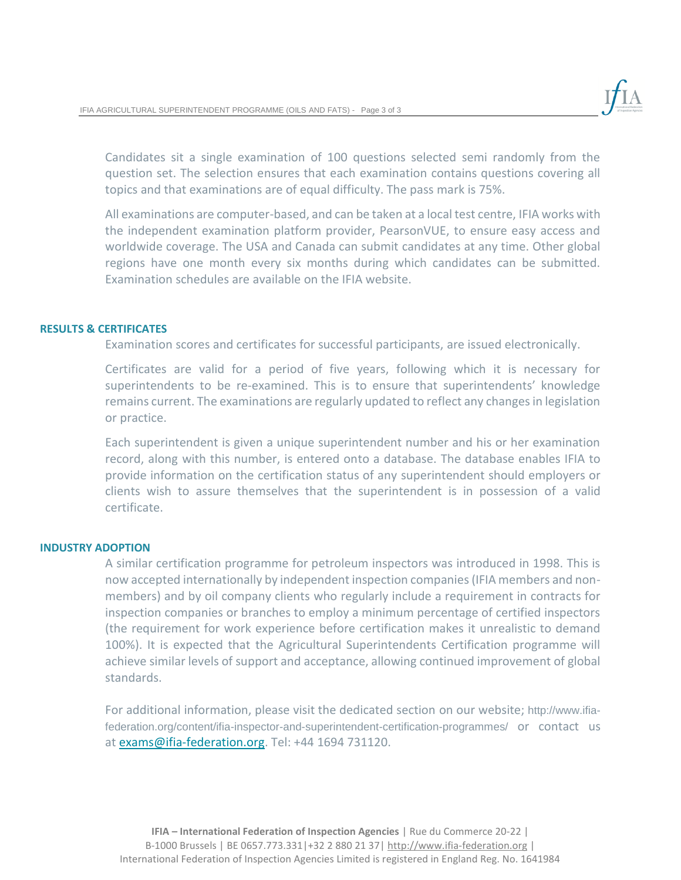Candidates sit a single examination of 100 questions selected semi randomly from the question set. The selection ensures that each examination contains questions covering all topics and that examinations are of equal difficulty. The pass mark is 75%.

All examinations are computer-based, and can be taken at a local test centre, IFIA works with the independent examination platform provider, PearsonVUE, to ensure easy access and worldwide coverage. The USA and Canada can submit candidates at any time. Other global regions have one month every six months during which candidates can be submitted. Examination schedules are available on the IFIA website.

## RESULTS & CERTIFICATES

Examination scores and certificates for successful participants, are issued electronically.

Certificates are valid for a period of five years, following which it is necessary for superintendents to be re-examined. This is to ensure that superintendents' knowledge remains current. The examinations are regularly updated to reflect any changes in legislation or practice.

Each superintendent is given a unique superintendent number and his or her examination record, along with this number, is entered onto a database. The database enables IFIA to provide information on the certification status of any superintendent should employers or clients wish to assure themselves that the superintendent is in possession of a valid certificate.

## INDUSTRY ADOPTION

A similar certification programme for petroleum inspectors was introduced in 1998. This is now accepted internationally by independent inspection companies (IFIA members and non-members) and by oil company clients who regularly include a requirement in contracts for inspection companies or branches to employ a minimum percentage of certified inspectors (the requirement for work experience before certification makes it unrealistic to demand 100%). It is expected that the Agricultural Superintendents Certification programme will achieve similar levels of support and acceptance, allowing continued improvement of global standards.

For additional information, please visit the dedicated section on our website; http://www.ifia-federation.org/content/ifia-inspector-and-superintendent-certification-programmes/ or contact us at exams@ifia-federation.org. Tel: +44 1694 731120.

**IFIA – International Federation of Inspection Agencies** | Rue du Commerce 20-22 | B-1000 Brussels | BE 0657.773.331|+32 2 880 21 37| http://www.ifia-federation.org | International Federation of Inspection Agencies Limited is registered in England Reg. No. 1641984